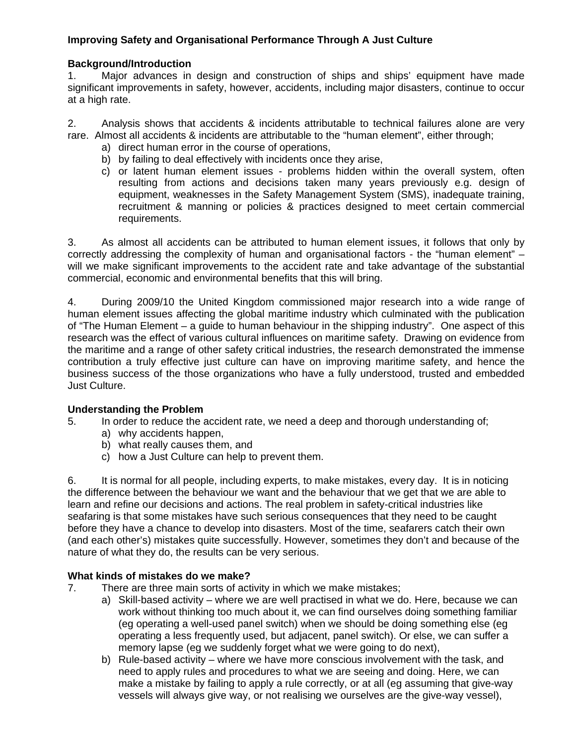**Improving Safety and Organisational Performance Through A Just Culture**

**Background/Introduction**

1. Major advances in design and construction of ships and ships' equipment have made significant improvements in safety, however, accidents, including major disasters, continue to occur at a high rate.

2. Analysis shows that accidents & incidents attributable to technical failures alone are very rare. Almost all accidents & incidents are attributable to the "human element", either through;
   a) direct human error in the course of operations,
   b) by failing to deal effectively with incidents once they arise,
   c) or latent human element issues - problems hidden within the overall system, often resulting from actions and decisions taken many years previously e.g. design of equipment, weaknesses in the Safety Management System (SMS), inadequate training, recruitment & manning or policies & practices designed to meet certain commercial requirements.

3. As almost all accidents can be attributed to human element issues, it follows that only by correctly addressing the complexity of human and organisational factors - the "human element" – will we make significant improvements to the accident rate and take advantage of the substantial commercial, economic and environmental benefits that this will bring.

4. During 2009/10 the United Kingdom commissioned major research into a wide range of human element issues affecting the global maritime industry which culminated with the publication of "The Human Element – a guide to human behaviour in the shipping industry". One aspect of this research was the effect of various cultural influences on maritime safety. Drawing on evidence from the maritime and a range of other safety critical industries, the research demonstrated the immense contribution a truly effective just culture can have on improving maritime safety, and hence the business success of the those organizations who have a fully understood, trusted and embedded Just Culture.

**Understanding the Problem**

5. In order to reduce the accident rate, we need a deep and thorough understanding of;
   a) why accidents happen,
   b) what really causes them, and
   c) how a Just Culture can help to prevent them.

6. It is normal for all people, including experts, to make mistakes, every day. It is in noticing the difference between the behaviour we want and the behaviour that we get that we are able to learn and refine our decisions and actions. The real problem in safety-critical industries like seafaring is that some mistakes have such serious consequences that they need to be caught before they have a chance to develop into disasters. Most of the time, seafarers catch their own (and each other's) mistakes quite successfully. However, sometimes they don't and because of the nature of what they do, the results can be very serious.

**What kinds of mistakes do we make?**

7. There are three main sorts of activity in which we make mistakes;
   a) Skill-based activity – where we are well practised in what we do. Here, because we can work without thinking too much about it, we can find ourselves doing something familiar (eg operating a well-used panel switch) when we should be doing something else (eg operating a less frequently used, but adjacent, panel switch). Or else, we can suffer a memory lapse (eg we suddenly forget what we were going to do next),
   b) Rule-based activity – where we have more conscious involvement with the task, and need to apply rules and procedures to what we are seeing and doing. Here, we can make a mistake by failing to apply a rule correctly, or at all (eg assuming that give-way vessels will always give way, or not realising we ourselves are the give-way vessel),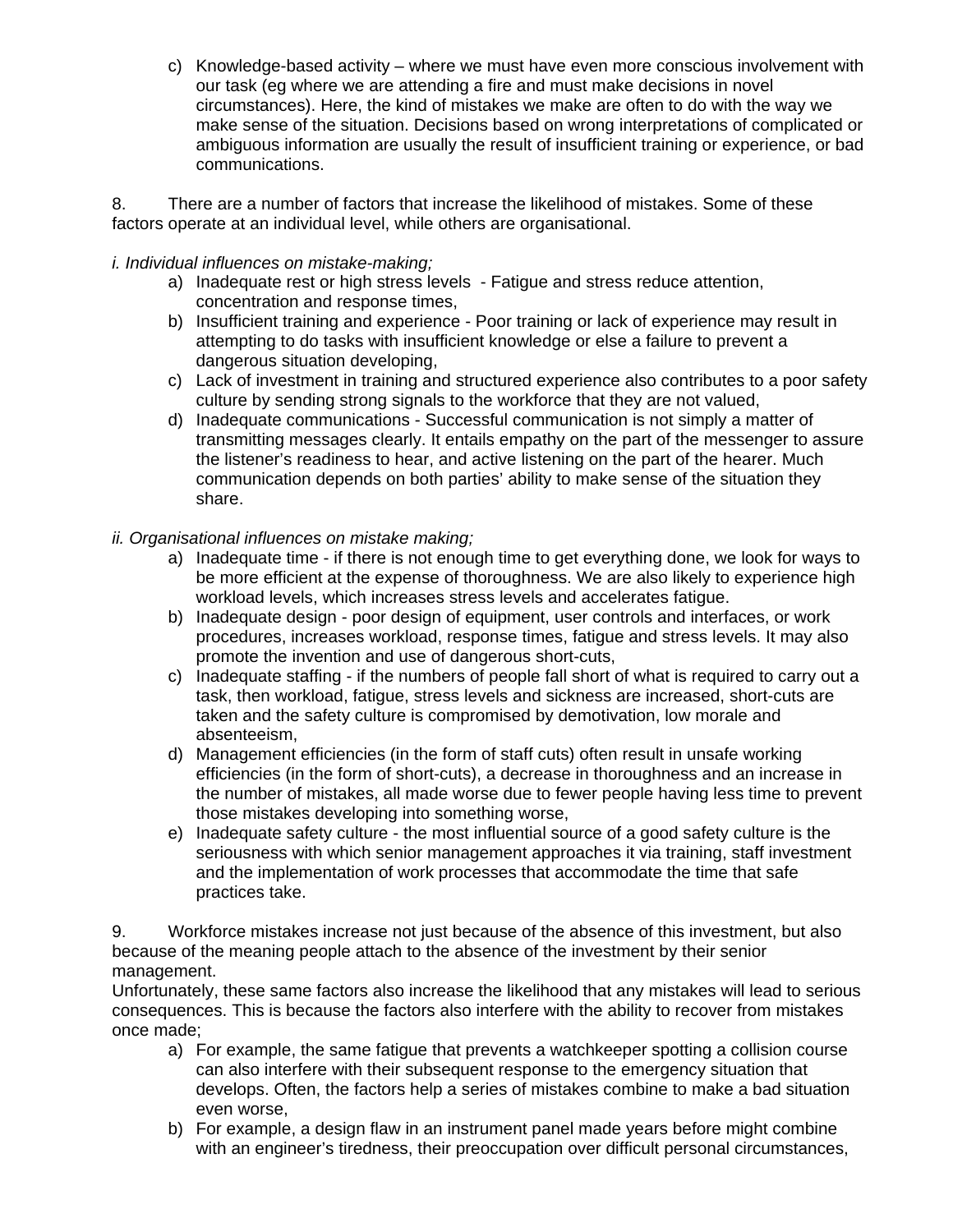c) Knowledge-based activity – where we must have even more conscious involvement with our task (eg where we are attending a fire and must make decisions in novel circumstances). Here, the kind of mistakes we make are often to do with the way we make sense of the situation. Decisions based on wrong interpretations of complicated or ambiguous information are usually the result of insufficient training or experience, or bad communications.

8. There are a number of factors that increase the likelihood of mistakes. Some of these factors operate at an individual level, while others are organisational.

*i. Individual influences on mistake-making;*

a) Inadequate rest or high stress levels - Fatigue and stress reduce attention, concentration and response times,
b) Insufficient training and experience - Poor training or lack of experience may result in attempting to do tasks with insufficient knowledge or else a failure to prevent a dangerous situation developing,
c) Lack of investment in training and structured experience also contributes to a poor safety culture by sending strong signals to the workforce that they are not valued,
d) Inadequate communications - Successful communication is not simply a matter of transmitting messages clearly. It entails empathy on the part of the messenger to assure the listener's readiness to hear, and active listening on the part of the hearer. Much communication depends on both parties' ability to make sense of the situation they share.

*ii. Organisational influences on mistake making;*

a) Inadequate time - if there is not enough time to get everything done, we look for ways to be more efficient at the expense of thoroughness. We are also likely to experience high workload levels, which increases stress levels and accelerates fatigue.
b) Inadequate design - poor design of equipment, user controls and interfaces, or work procedures, increases workload, response times, fatigue and stress levels. It may also promote the invention and use of dangerous short-cuts,
c) Inadequate staffing - if the numbers of people fall short of what is required to carry out a task, then workload, fatigue, stress levels and sickness are increased, short-cuts are taken and the safety culture is compromised by demotivation, low morale and absenteeism,
d) Management efficiencies (in the form of staff cuts) often result in unsafe working efficiencies (in the form of short-cuts), a decrease in thoroughness and an increase in the number of mistakes, all made worse due to fewer people having less time to prevent those mistakes developing into something worse,
e) Inadequate safety culture - the most influential source of a good safety culture is the seriousness with which senior management approaches it via training, staff investment and the implementation of work processes that accommodate the time that safe practices take.

9. Workforce mistakes increase not just because of the absence of this investment, but also because of the meaning people attach to the absence of the investment by their senior management.
Unfortunately, these same factors also increase the likelihood that any mistakes will lead to serious consequences. This is because the factors also interfere with the ability to recover from mistakes once made;

a) For example, the same fatigue that prevents a watchkeeper spotting a collision course can also interfere with their subsequent response to the emergency situation that develops. Often, the factors help a series of mistakes combine to make a bad situation even worse,
b) For example, a design flaw in an instrument panel made years before might combine with an engineer's tiredness, their preoccupation over difficult personal circumstances,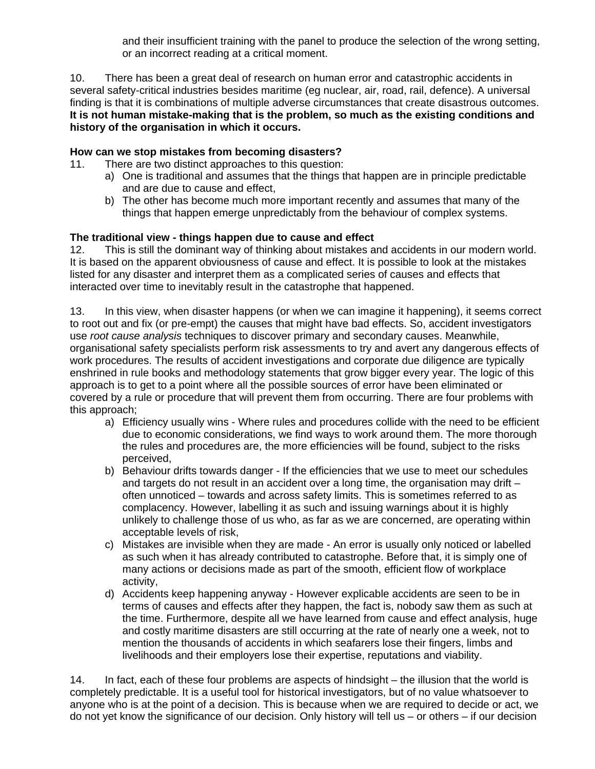and their insufficient training with the panel to produce the selection of the wrong setting, or an incorrect reading at a critical moment.

10. There has been a great deal of research on human error and catastrophic accidents in several safety-critical industries besides maritime (eg nuclear, air, road, rail, defence). A universal finding is that it is combinations of multiple adverse circumstances that create disastrous outcomes. **It is not human mistake-making that is the problem, so much as the existing conditions and history of the organisation in which it occurs.**

**How can we stop mistakes from becoming disasters?**

11. There are two distinct approaches to this question:

a) One is traditional and assumes that the things that happen are in principle predictable and are due to cause and effect,
b) The other has become much more important recently and assumes that many of the things that happen emerge unpredictably from the behaviour of complex systems.

**The traditional view - things happen due to cause and effect**

12. This is still the dominant way of thinking about mistakes and accidents in our modern world. It is based on the apparent obviousness of cause and effect. It is possible to look at the mistakes listed for any disaster and interpret them as a complicated series of causes and effects that interacted over time to inevitably result in the catastrophe that happened.

13. In this view, when disaster happens (or when we can imagine it happening), it seems correct to root out and fix (or pre-empt) the causes that might have bad effects. So, accident investigators use *root cause analysis* techniques to discover primary and secondary causes. Meanwhile, organisational safety specialists perform risk assessments to try and avert any dangerous effects of work procedures. The results of accident investigations and corporate due diligence are typically enshrined in rule books and methodology statements that grow bigger every year. The logic of this approach is to get to a point where all the possible sources of error have been eliminated or covered by a rule or procedure that will prevent them from occurring. There are four problems with this approach;

a) Efficiency usually wins - Where rules and procedures collide with the need to be efficient due to economic considerations, we find ways to work around them. The more thorough the rules and procedures are, the more efficiencies will be found, subject to the risks perceived,
b) Behaviour drifts towards danger - If the efficiencies that we use to meet our schedules and targets do not result in an accident over a long time, the organisation may drift – often unnoticed – towards and across safety limits. This is sometimes referred to as complacency. However, labelling it as such and issuing warnings about it is highly unlikely to challenge those of us who, as far as we are concerned, are operating within acceptable levels of risk,
c) Mistakes are invisible when they are made - An error is usually only noticed or labelled as such when it has already contributed to catastrophe. Before that, it is simply one of many actions or decisions made as part of the smooth, efficient flow of workplace activity,
d) Accidents keep happening anyway - However explicable accidents are seen to be in terms of causes and effects after they happen, the fact is, nobody saw them as such at the time. Furthermore, despite all we have learned from cause and effect analysis, huge and costly maritime disasters are still occurring at the rate of nearly one a week, not to mention the thousands of accidents in which seafarers lose their fingers, limbs and livelihoods and their employers lose their expertise, reputations and viability.

14. In fact, each of these four problems are aspects of hindsight – the illusion that the world is completely predictable. It is a useful tool for historical investigators, but of no value whatsoever to anyone who is at the point of a decision. This is because when we are required to decide or act, we do not yet know the significance of our decision. Only history will tell us – or others – if our decision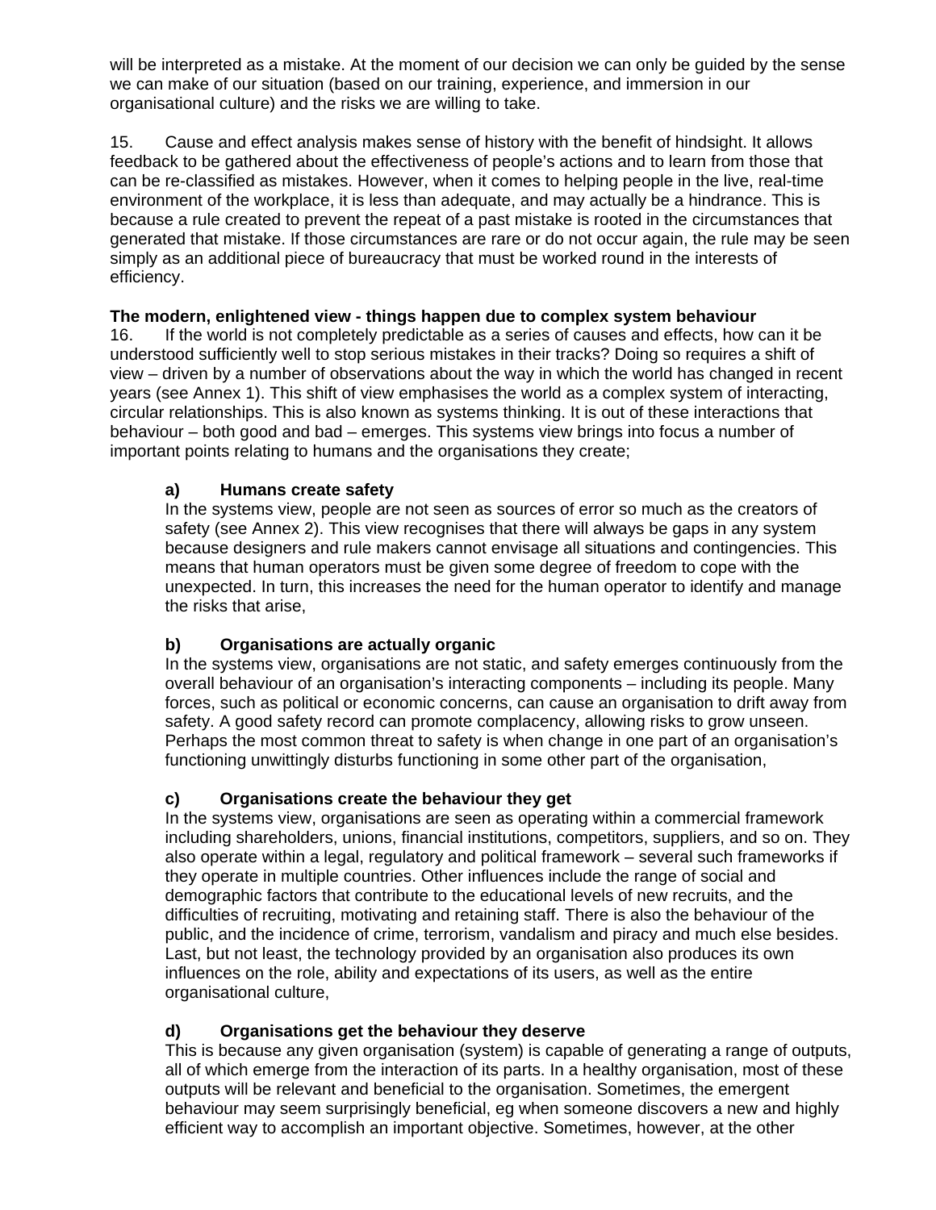will be interpreted as a mistake. At the moment of our decision we can only be guided by the sense we can make of our situation (based on our training, experience, and immersion in our organisational culture) and the risks we are willing to take.

15. Cause and effect analysis makes sense of history with the benefit of hindsight. It allows feedback to be gathered about the effectiveness of people's actions and to learn from those that can be re-classified as mistakes. However, when it comes to helping people in the live, real-time environment of the workplace, it is less than adequate, and may actually be a hindrance. This is because a rule created to prevent the repeat of a past mistake is rooted in the circumstances that generated that mistake. If those circumstances are rare or do not occur again, the rule may be seen simply as an additional piece of bureaucracy that must be worked round in the interests of efficiency.

**The modern, enlightened view - things happen due to complex system behaviour**

16. If the world is not completely predictable as a series of causes and effects, how can it be understood sufficiently well to stop serious mistakes in their tracks? Doing so requires a shift of view – driven by a number of observations about the way in which the world has changed in recent years (see Annex 1). This shift of view emphasises the world as a complex system of interacting, circular relationships. This is also known as systems thinking. It is out of these interactions that behaviour – both good and bad – emerges. This systems view brings into focus a number of important points relating to humans and the organisations they create;

**a) Humans create safety**

In the systems view, people are not seen as sources of error so much as the creators of safety (see Annex 2). This view recognises that there will always be gaps in any system because designers and rule makers cannot envisage all situations and contingencies. This means that human operators must be given some degree of freedom to cope with the unexpected. In turn, this increases the need for the human operator to identify and manage the risks that arise,

**b) Organisations are actually organic**

In the systems view, organisations are not static, and safety emerges continuously from the overall behaviour of an organisation's interacting components – including its people. Many forces, such as political or economic concerns, can cause an organisation to drift away from safety. A good safety record can promote complacency, allowing risks to grow unseen. Perhaps the most common threat to safety is when change in one part of an organisation's functioning unwittingly disturbs functioning in some other part of the organisation,

**c) Organisations create the behaviour they get**

In the systems view, organisations are seen as operating within a commercial framework including shareholders, unions, financial institutions, competitors, suppliers, and so on. They also operate within a legal, regulatory and political framework – several such frameworks if they operate in multiple countries. Other influences include the range of social and demographic factors that contribute to the educational levels of new recruits, and the difficulties of recruiting, motivating and retaining staff. There is also the behaviour of the public, and the incidence of crime, terrorism, vandalism and piracy and much else besides. Last, but not least, the technology provided by an organisation also produces its own influences on the role, ability and expectations of its users, as well as the entire organisational culture,

**d) Organisations get the behaviour they deserve**

This is because any given organisation (system) is capable of generating a range of outputs, all of which emerge from the interaction of its parts. In a healthy organisation, most of these outputs will be relevant and beneficial to the organisation. Sometimes, the emergent behaviour may seem surprisingly beneficial, eg when someone discovers a new and highly efficient way to accomplish an important objective. Sometimes, however, at the other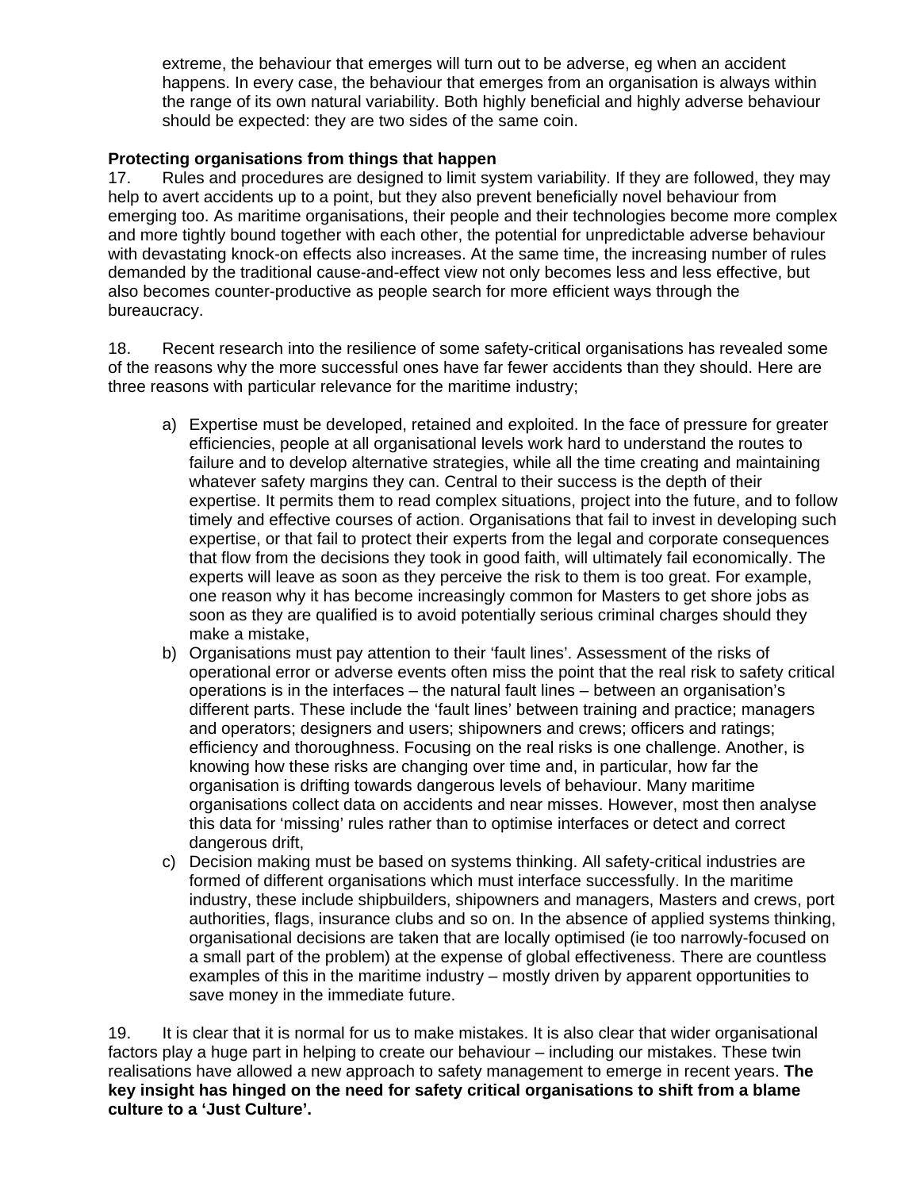extreme, the behaviour that emerges will turn out to be adverse, eg when an accident happens. In every case, the behaviour that emerges from an organisation is always within the range of its own natural variability. Both highly beneficial and highly adverse behaviour should be expected: they are two sides of the same coin.

**Protecting organisations from things that happen**

17. Rules and procedures are designed to limit system variability. If they are followed, they may help to avert accidents up to a point, but they also prevent beneficially novel behaviour from emerging too. As maritime organisations, their people and their technologies become more complex and more tightly bound together with each other, the potential for unpredictable adverse behaviour with devastating knock-on effects also increases. At the same time, the increasing number of rules demanded by the traditional cause-and-effect view not only becomes less and less effective, but also becomes counter-productive as people search for more efficient ways through the bureaucracy.

18. Recent research into the resilience of some safety-critical organisations has revealed some of the reasons why the more successful ones have far fewer accidents than they should. Here are three reasons with particular relevance for the maritime industry;

a) Expertise must be developed, retained and exploited. In the face of pressure for greater efficiencies, people at all organisational levels work hard to understand the routes to failure and to develop alternative strategies, while all the time creating and maintaining whatever safety margins they can. Central to their success is the depth of their expertise. It permits them to read complex situations, project into the future, and to follow timely and effective courses of action. Organisations that fail to invest in developing such expertise, or that fail to protect their experts from the legal and corporate consequences that flow from the decisions they took in good faith, will ultimately fail economically. The experts will leave as soon as they perceive the risk to them is too great. For example, one reason why it has become increasingly common for Masters to get shore jobs as soon as they are qualified is to avoid potentially serious criminal charges should they make a mistake,
b) Organisations must pay attention to their 'fault lines'. Assessment of the risks of operational error or adverse events often miss the point that the real risk to safety critical operations is in the interfaces – the natural fault lines – between an organisation's different parts. These include the 'fault lines' between training and practice; managers and operators; designers and users; shipowners and crews; officers and ratings; efficiency and thoroughness. Focusing on the real risks is one challenge. Another, is knowing how these risks are changing over time and, in particular, how far the organisation is drifting towards dangerous levels of behaviour. Many maritime organisations collect data on accidents and near misses. However, most then analyse this data for 'missing' rules rather than to optimise interfaces or detect and correct dangerous drift,
c) Decision making must be based on systems thinking. All safety-critical industries are formed of different organisations which must interface successfully. In the maritime industry, these include shipbuilders, shipowners and managers, Masters and crews, port authorities, flags, insurance clubs and so on. In the absence of applied systems thinking, organisational decisions are taken that are locally optimised (ie too narrowly-focused on a small part of the problem) at the expense of global effectiveness. There are countless examples of this in the maritime industry – mostly driven by apparent opportunities to save money in the immediate future.

19. It is clear that it is normal for us to make mistakes. It is also clear that wider organisational factors play a huge part in helping to create our behaviour – including our mistakes. These twin realisations have allowed a new approach to safety management to emerge in recent years. **The key insight has hinged on the need for safety critical organisations to shift from a blame culture to a 'Just Culture'.**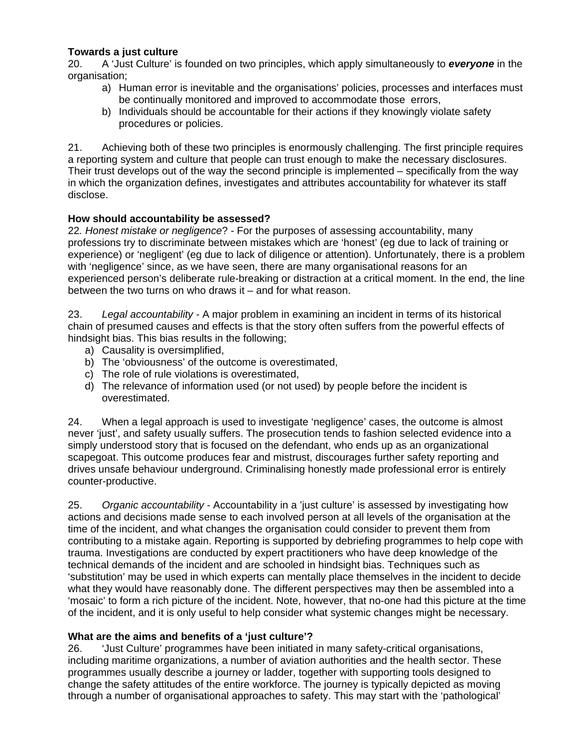**Towards a just culture**

20. A 'Just Culture' is founded on two principles, which apply simultaneously to ***everyone*** in the organisation;

a) Human error is inevitable and the organisations' policies, processes and interfaces must be continually monitored and improved to accommodate those errors,
b) Individuals should be accountable for their actions if they knowingly violate safety procedures or policies.

21. Achieving both of these two principles is enormously challenging. The first principle requires a reporting system and culture that people can trust enough to make the necessary disclosures. Their trust develops out of the way the second principle is implemented – specifically from the way in which the organization defines, investigates and attributes accountability for whatever its staff disclose.

**How should accountability be assessed?**

22*. Honest mistake or negligence*? - For the purposes of assessing accountability, many professions try to discriminate between mistakes which are 'honest' (eg due to lack of training or experience) or 'negligent' (eg due to lack of diligence or attention). Unfortunately, there is a problem with 'negligence' since, as we have seen, there are many organisational reasons for an experienced person's deliberate rule-breaking or distraction at a critical moment. In the end, the line between the two turns on who draws it – and for what reason.

23. *Legal accountability* - A major problem in examining an incident in terms of its historical chain of presumed causes and effects is that the story often suffers from the powerful effects of hindsight bias. This bias results in the following;

a) Causality is oversimplified,
b) The 'obviousness' of the outcome is overestimated,
c) The role of rule violations is overestimated,
d) The relevance of information used (or not used) by people before the incident is overestimated.

24. When a legal approach is used to investigate 'negligence' cases, the outcome is almost never 'just', and safety usually suffers. The prosecution tends to fashion selected evidence into a simply understood story that is focused on the defendant, who ends up as an organizational scapegoat. This outcome produces fear and mistrust, discourages further safety reporting and drives unsafe behaviour underground. Criminalising honestly made professional error is entirely counter-productive.

25. *Organic accountability* - Accountability in a 'just culture' is assessed by investigating how actions and decisions made sense to each involved person at all levels of the organisation at the time of the incident, and what changes the organisation could consider to prevent them from contributing to a mistake again. Reporting is supported by debriefing programmes to help cope with trauma. Investigations are conducted by expert practitioners who have deep knowledge of the technical demands of the incident and are schooled in hindsight bias. Techniques such as 'substitution' may be used in which experts can mentally place themselves in the incident to decide what they would have reasonably done. The different perspectives may then be assembled into a 'mosaic' to form a rich picture of the incident. Note, however, that no-one had this picture at the time of the incident, and it is only useful to help consider what systemic changes might be necessary.

**What are the aims and benefits of a 'just culture'?**

26. 'Just Culture' programmes have been initiated in many safety-critical organisations, including maritime organizations, a number of aviation authorities and the health sector. These programmes usually describe a journey or ladder, together with supporting tools designed to change the safety attitudes of the entire workforce. The journey is typically depicted as moving through a number of organisational approaches to safety. This may start with the 'pathological'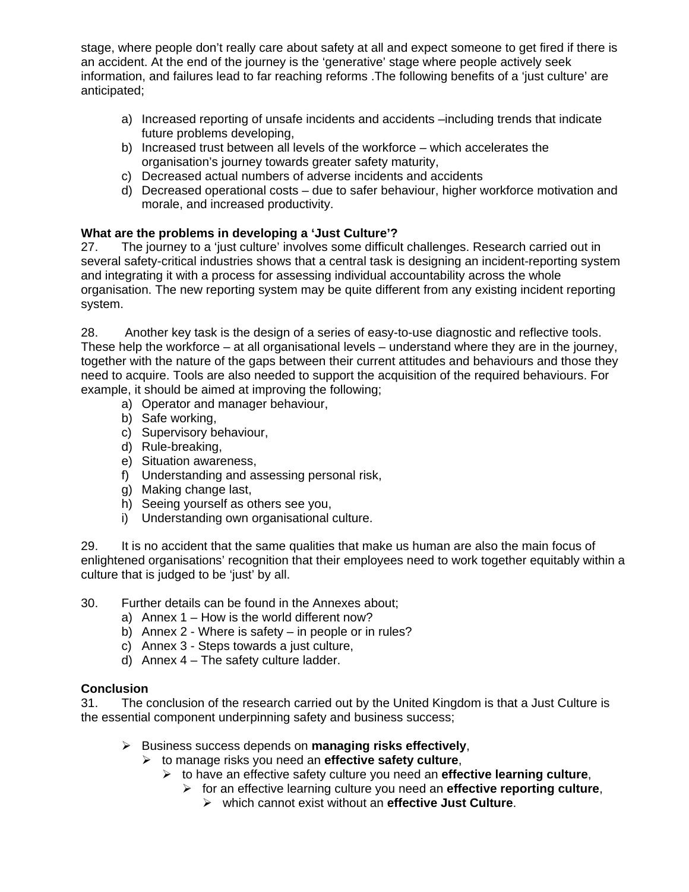stage, where people don't really care about safety at all and expect someone to get fired if there is an accident. At the end of the journey is the 'generative' stage where people actively seek information, and failures lead to far reaching reforms .The following benefits of a 'just culture' are anticipated;

a) Increased reporting of unsafe incidents and accidents –including trends that indicate future problems developing,
b) Increased trust between all levels of the workforce – which accelerates the organisation's journey towards greater safety maturity,
c) Decreased actual numbers of adverse incidents and accidents
d) Decreased operational costs – due to safer behaviour, higher workforce motivation and morale, and increased productivity.

**What are the problems in developing a 'Just Culture'?**

27. The journey to a 'just culture' involves some difficult challenges. Research carried out in several safety-critical industries shows that a central task is designing an incident-reporting system and integrating it with a process for assessing individual accountability across the whole organisation. The new reporting system may be quite different from any existing incident reporting system.

28. Another key task is the design of a series of easy-to-use diagnostic and reflective tools. These help the workforce – at all organisational levels – understand where they are in the journey, together with the nature of the gaps between their current attitudes and behaviours and those they need to acquire. Tools are also needed to support the acquisition of the required behaviours. For example, it should be aimed at improving the following;

a) Operator and manager behaviour,
b) Safe working,
c) Supervisory behaviour,
d) Rule-breaking,
e) Situation awareness,
f) Understanding and assessing personal risk,
g) Making change last,
h) Seeing yourself as others see you,
i) Understanding own organisational culture.

29. It is no accident that the same qualities that make us human are also the main focus of enlightened organisations' recognition that their employees need to work together equitably within a culture that is judged to be 'just' by all.

30. Further details can be found in the Annexes about;

a) Annex 1 – How is the world different now?
b) Annex 2 - Where is safety – in people or in rules?
c) Annex 3 - Steps towards a just culture,
d) Annex 4 – The safety culture ladder.

**Conclusion**

31. The conclusion of the research carried out by the United Kingdom is that a Just Culture is the essential component underpinning safety and business success;

- Business success depends on **managing risks effectively**,
  - to manage risks you need an **effective safety culture**,
    - to have an effective safety culture you need an **effective learning culture**,
      - for an effective learning culture you need an **effective reporting culture**,
        - which cannot exist without an **effective Just Culture**.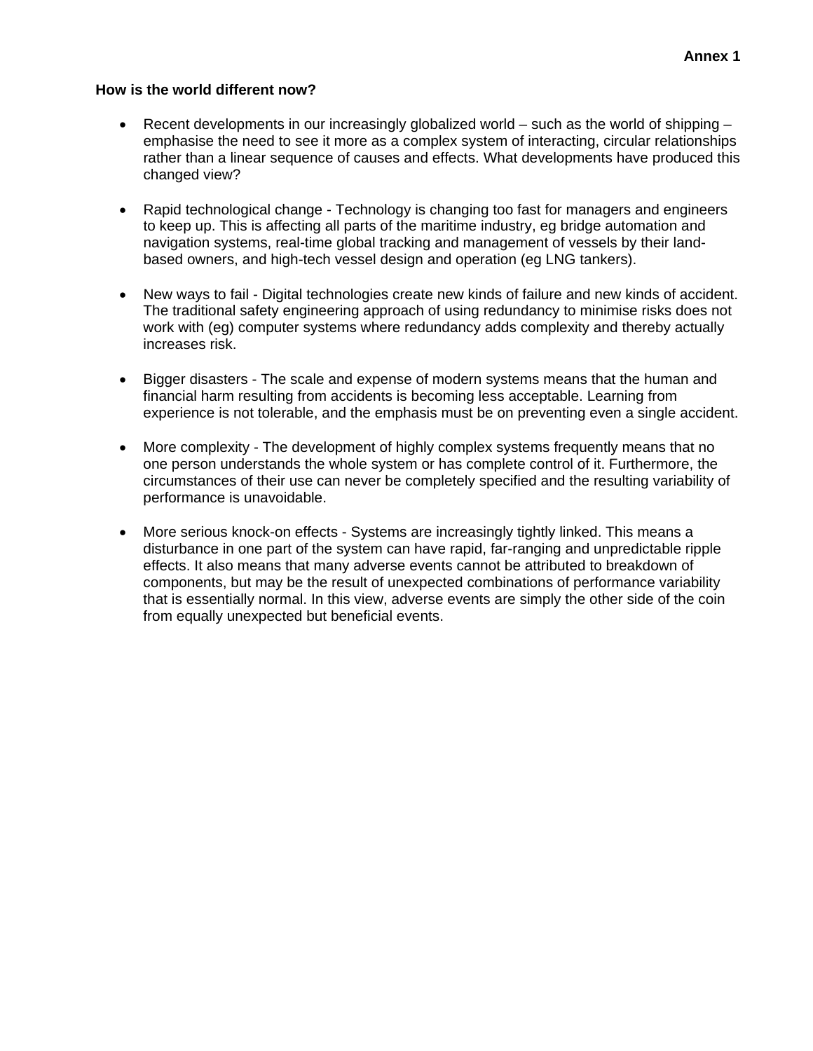**Annex 1**

**How is the world different now?**

- Recent developments in our increasingly globalized world – such as the world of shipping – emphasise the need to see it more as a complex system of interacting, circular relationships rather than a linear sequence of causes and effects. What developments have produced this changed view?

- Rapid technological change - Technology is changing too fast for managers and engineers to keep up. This is affecting all parts of the maritime industry, eg bridge automation and navigation systems, real-time global tracking and management of vessels by their land-based owners, and high-tech vessel design and operation (eg LNG tankers).

- New ways to fail - Digital technologies create new kinds of failure and new kinds of accident. The traditional safety engineering approach of using redundancy to minimise risks does not work with (eg) computer systems where redundancy adds complexity and thereby actually increases risk.

- Bigger disasters - The scale and expense of modern systems means that the human and financial harm resulting from accidents is becoming less acceptable. Learning from experience is not tolerable, and the emphasis must be on preventing even a single accident.

- More complexity - The development of highly complex systems frequently means that no one person understands the whole system or has complete control of it. Furthermore, the circumstances of their use can never be completely specified and the resulting variability of performance is unavoidable.

- More serious knock-on effects - Systems are increasingly tightly linked. This means a disturbance in one part of the system can have rapid, far-ranging and unpredictable ripple effects. It also means that many adverse events cannot be attributed to breakdown of components, but may be the result of unexpected combinations of performance variability that is essentially normal. In this view, adverse events are simply the other side of the coin from equally unexpected but beneficial events.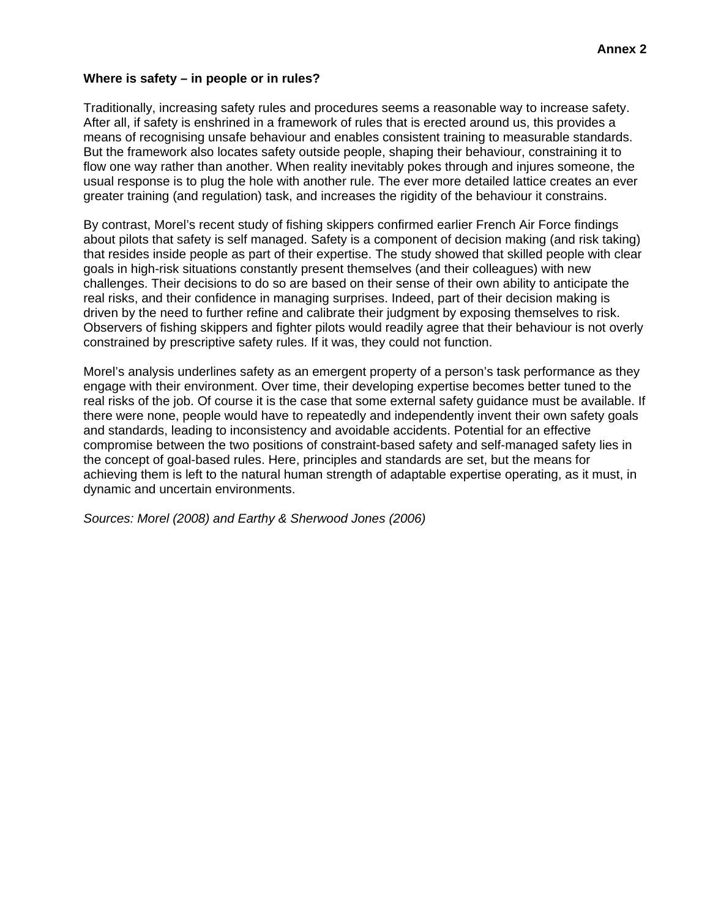**Annex 2**

## Where is safety – in people or in rules?

Traditionally, increasing safety rules and procedures seems a reasonable way to increase safety. After all, if safety is enshrined in a framework of rules that is erected around us, this provides a means of recognising unsafe behaviour and enables consistent training to measurable standards. But the framework also locates safety outside people, shaping their behaviour, constraining it to flow one way rather than another. When reality inevitably pokes through and injures someone, the usual response is to plug the hole with another rule. The ever more detailed lattice creates an ever greater training (and regulation) task, and increases the rigidity of the behaviour it constrains.

By contrast, Morel's recent study of fishing skippers confirmed earlier French Air Force findings about pilots that safety is self managed. Safety is a component of decision making (and risk taking) that resides inside people as part of their expertise. The study showed that skilled people with clear goals in high-risk situations constantly present themselves (and their colleagues) with new challenges. Their decisions to do so are based on their sense of their own ability to anticipate the real risks, and their confidence in managing surprises. Indeed, part of their decision making is driven by the need to further refine and calibrate their judgment by exposing themselves to risk. Observers of fishing skippers and fighter pilots would readily agree that their behaviour is not overly constrained by prescriptive safety rules. If it was, they could not function.

Morel's analysis underlines safety as an emergent property of a person's task performance as they engage with their environment. Over time, their developing expertise becomes better tuned to the real risks of the job. Of course it is the case that some external safety guidance must be available. If there were none, people would have to repeatedly and independently invent their own safety goals and standards, leading to inconsistency and avoidable accidents. Potential for an effective compromise between the two positions of constraint-based safety and self-managed safety lies in the concept of goal-based rules. Here, principles and standards are set, but the means for achieving them is left to the natural human strength of adaptable expertise operating, as it must, in dynamic and uncertain environments.

*Sources: Morel (2008) and Earthy & Sherwood Jones (2006)*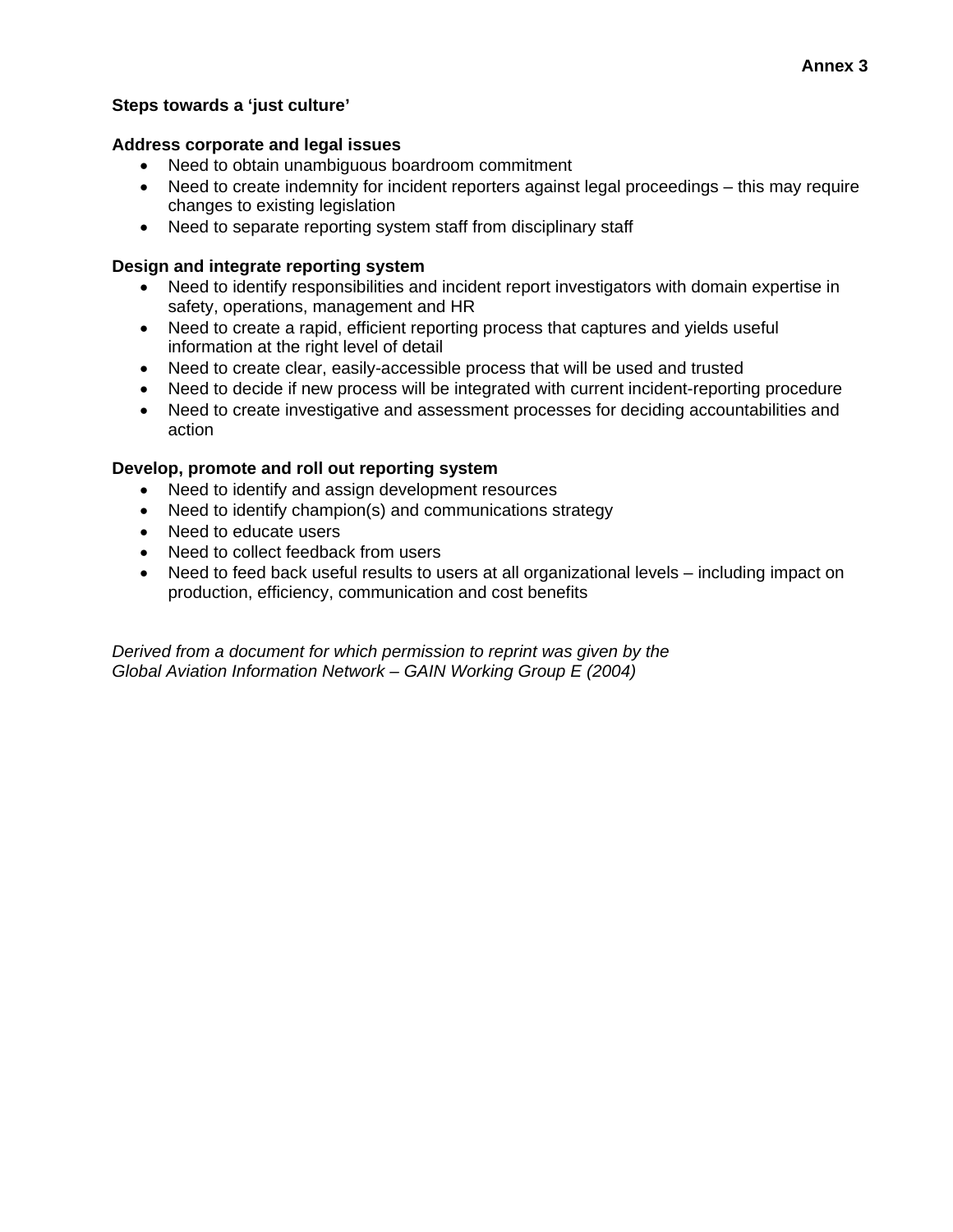**Annex 3**

## Steps towards a 'just culture'

### Address corporate and legal issues

- Need to obtain unambiguous boardroom commitment
- Need to create indemnity for incident reporters against legal proceedings – this may require changes to existing legislation
- Need to separate reporting system staff from disciplinary staff

### Design and integrate reporting system

- Need to identify responsibilities and incident report investigators with domain expertise in safety, operations, management and HR
- Need to create a rapid, efficient reporting process that captures and yields useful information at the right level of detail
- Need to create clear, easily-accessible process that will be used and trusted
- Need to decide if new process will be integrated with current incident-reporting procedure
- Need to create investigative and assessment processes for deciding accountabilities and action

### Develop, promote and roll out reporting system

- Need to identify and assign development resources
- Need to identify champion(s) and communications strategy
- Need to educate users
- Need to collect feedback from users
- Need to feed back useful results to users at all organizational levels – including impact on production, efficiency, communication and cost benefits

*Derived from a document for which permission to reprint was given by the Global Aviation Information Network – GAIN Working Group E (2004)*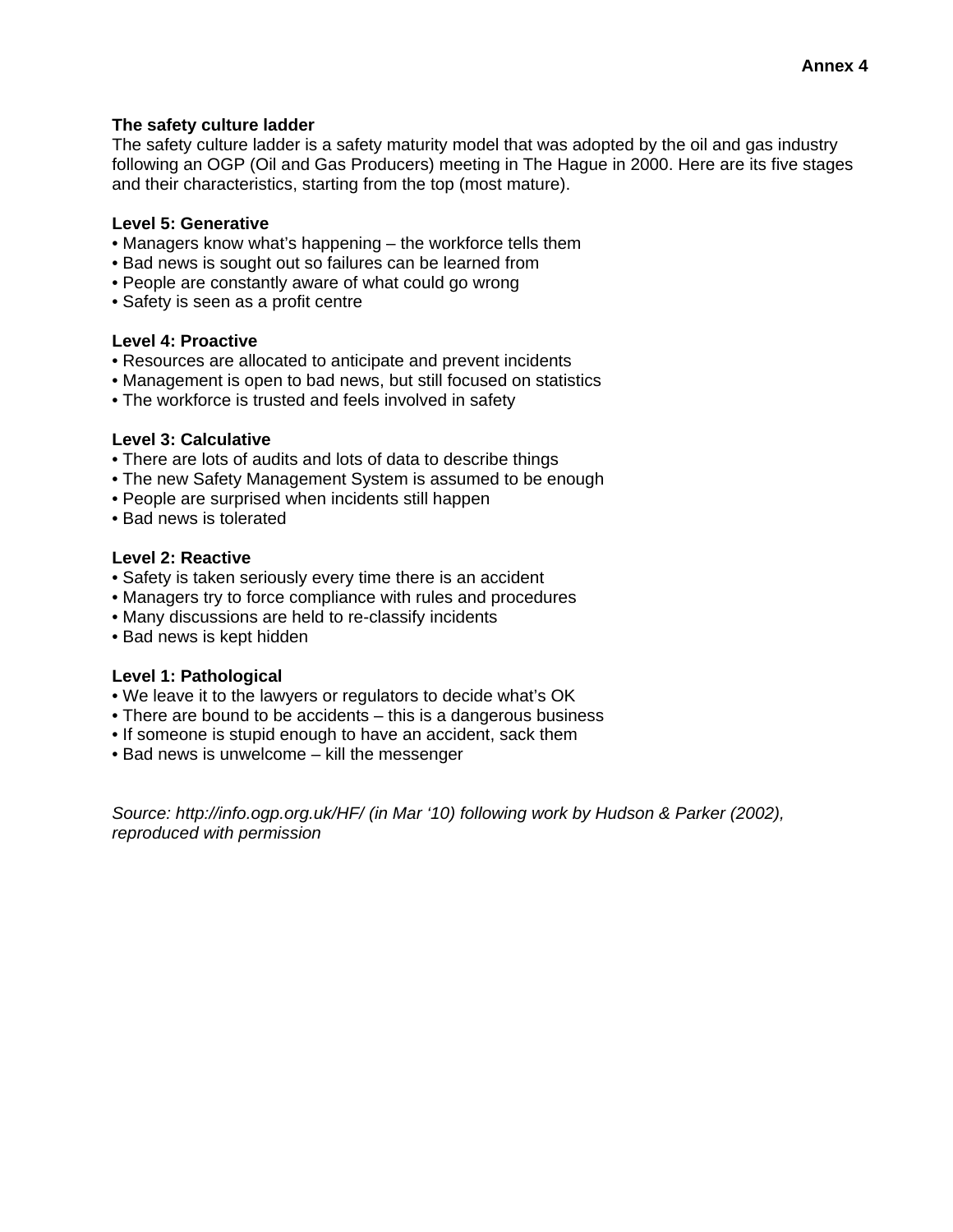**Annex 4**

## The safety culture ladder

The safety culture ladder is a safety maturity model that was adopted by the oil and gas industry following an OGP (Oil and Gas Producers) meeting in The Hague in 2000. Here are its five stages and their characteristics, starting from the top (most mature).

### Level 5: Generative

- Managers know what's happening – the workforce tells them
- Bad news is sought out so failures can be learned from
- People are constantly aware of what could go wrong
- Safety is seen as a profit centre

### Level 4: Proactive

- Resources are allocated to anticipate and prevent incidents
- Management is open to bad news, but still focused on statistics
- The workforce is trusted and feels involved in safety

### Level 3: Calculative

- There are lots of audits and lots of data to describe things
- The new Safety Management System is assumed to be enough
- People are surprised when incidents still happen
- Bad news is tolerated

### Level 2: Reactive

- Safety is taken seriously every time there is an accident
- Managers try to force compliance with rules and procedures
- Many discussions are held to re-classify incidents
- Bad news is kept hidden

### Level 1: Pathological

- We leave it to the lawyers or regulators to decide what's OK
- There are bound to be accidents – this is a dangerous business
- If someone is stupid enough to have an accident, sack them
- Bad news is unwelcome – kill the messenger

*Source: http://info.ogp.org.uk/HF/ (in Mar '10) following work by Hudson & Parker (2002), reproduced with permission*